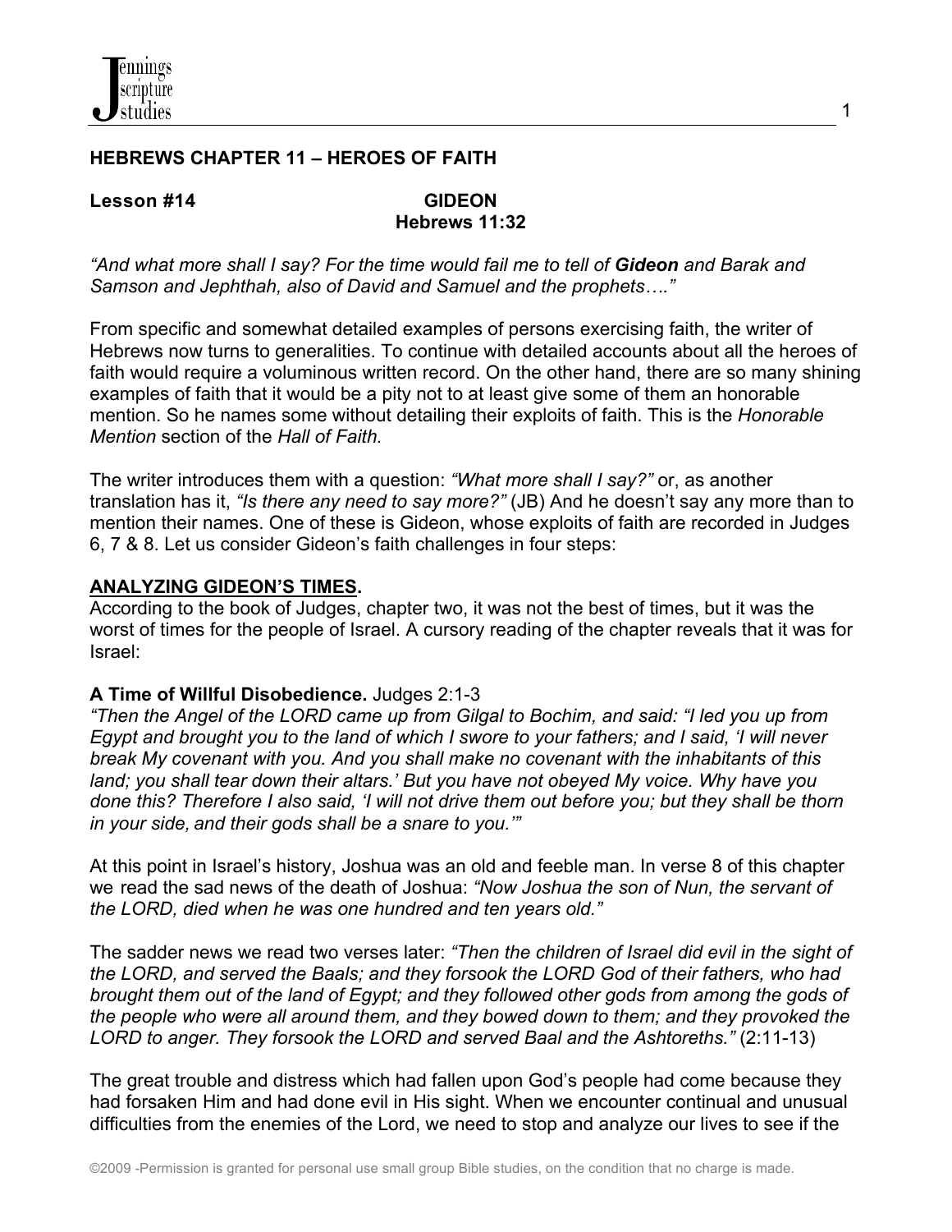# HEBREWS CHAPTER 11 – HEROES OF FAITH

**Lesson #14** **GIDEON**
**Hebrews 11:32**

*"And what more shall I say? For the time would fail me to tell of **Gideon** and Barak and Samson and Jephthah, also of David and Samuel and the prophets…."*

From specific and somewhat detailed examples of persons exercising faith, the writer of Hebrews now turns to generalities. To continue with detailed accounts about all the heroes of faith would require a voluminous written record. On the other hand, there are so many shining examples of faith that it would be a pity not to at least give some of them an honorable mention. So he names some without detailing their exploits of faith. This is the *Honorable Mention* section of the *Hall of Faith.*

The writer introduces them with a question: *"What more shall I say?"* or, as another translation has it, *"Is there any need to say more?"* (JB) And he doesn't say any more than to mention their names. One of these is Gideon, whose exploits of faith are recorded in Judges 6, 7 & 8. Let us consider Gideon's faith challenges in four steps:

## ANALYZING GIDEON'S TIMES.

According to the book of Judges, chapter two, it was not the best of times, but it was the worst of times for the people of Israel. A cursory reading of the chapter reveals that it was for Israel:

**A Time of Willful Disobedience.** Judges 2:1-3

*"Then the Angel of the LORD came up from Gilgal to Bochim, and said: "I led you up from Egypt and brought you to the land of which I swore to your fathers; and I said, 'I will never break My covenant with you. And you shall make no covenant with the inhabitants of this land; you shall tear down their altars.' But you have not obeyed My voice. Why have you done this? Therefore I also said, 'I will not drive them out before you; but they shall be thorn in your side, and their gods shall be a snare to you.'"*

At this point in Israel's history, Joshua was an old and feeble man. In verse 8 of this chapter we read the sad news of the death of Joshua: *"Now Joshua the son of Nun, the servant of the LORD, died when he was one hundred and ten years old."*

The sadder news we read two verses later: *"Then the children of Israel did evil in the sight of the LORD, and served the Baals; and they forsook the LORD God of their fathers, who had brought them out of the land of Egypt; and they followed other gods from among the gods of the people who were all around them, and they bowed down to them; and they provoked the LORD to anger. They forsook the LORD and served Baal and the Ashtoreths."* (2:11-13)

The great trouble and distress which had fallen upon God's people had come because they had forsaken Him and had done evil in His sight. When we encounter continual and unusual difficulties from the enemies of the Lord, we need to stop and analyze our lives to see if the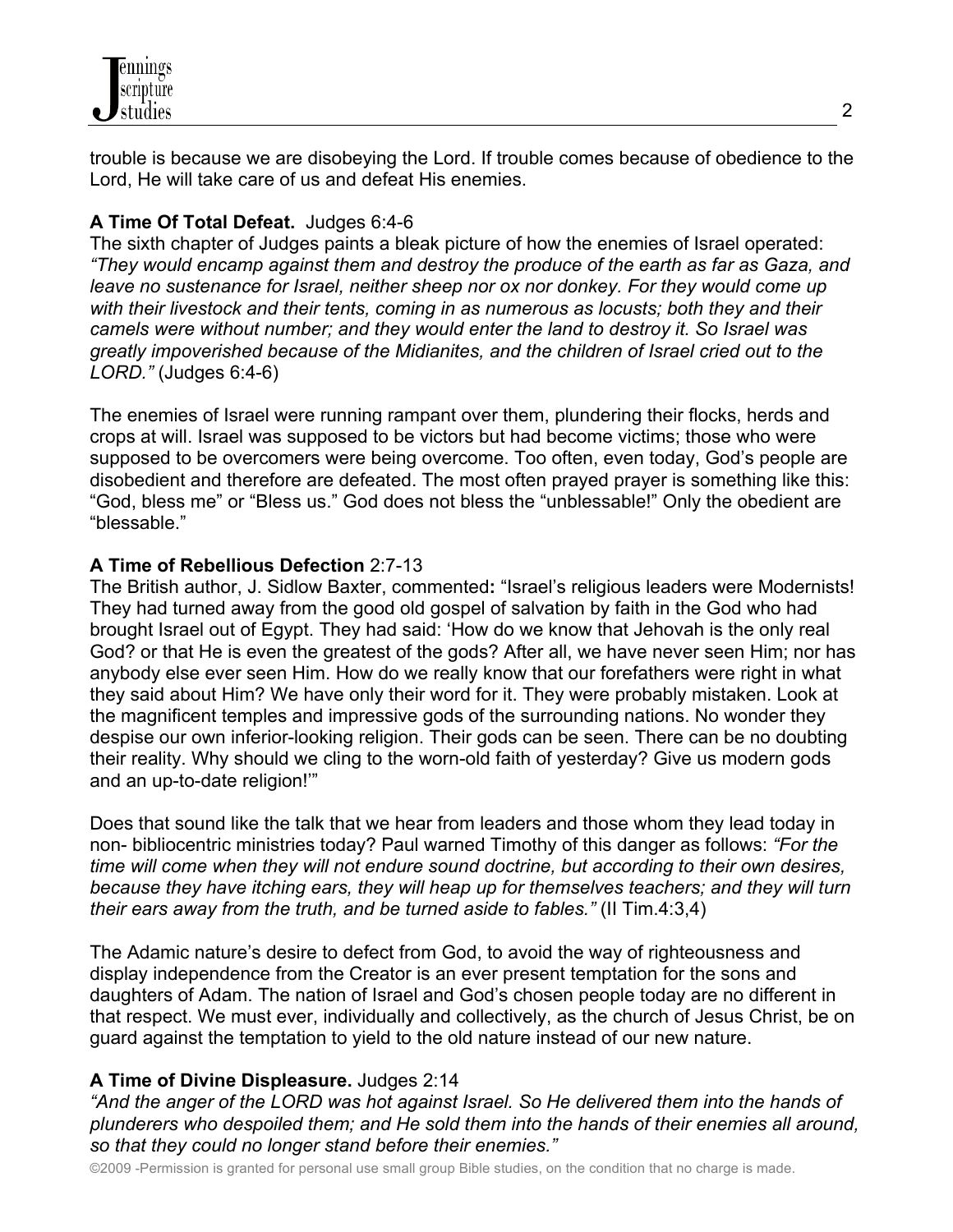trouble is because we are disobeying the Lord. If trouble comes because of obedience to the Lord, He will take care of us and defeat His enemies.

**A Time Of Total Defeat.** Judges 6:4-6

The sixth chapter of Judges paints a bleak picture of how the enemies of Israel operated: *"They would encamp against them and destroy the produce of the earth as far as Gaza, and leave no sustenance for Israel, neither sheep nor ox nor donkey. For they would come up with their livestock and their tents, coming in as numerous as locusts; both they and their camels were without number; and they would enter the land to destroy it. So Israel was greatly impoverished because of the Midianites, and the children of Israel cried out to the LORD."* (Judges 6:4-6)

The enemies of Israel were running rampant over them, plundering their flocks, herds and crops at will. Israel was supposed to be victors but had become victims; those who were supposed to be overcomers were being overcome. Too often, even today, God's people are disobedient and therefore are defeated. The most often prayed prayer is something like this: "God, bless me" or "Bless us." God does not bless the "unblessable!" Only the obedient are "blessable."

**A Time of Rebellious Defection** 2:7-13

The British author, J. Sidlow Baxter, commented**:** "Israel's religious leaders were Modernists! They had turned away from the good old gospel of salvation by faith in the God who had brought Israel out of Egypt. They had said: 'How do we know that Jehovah is the only real God? or that He is even the greatest of the gods? After all, we have never seen Him; nor has anybody else ever seen Him. How do we really know that our forefathers were right in what they said about Him? We have only their word for it. They were probably mistaken. Look at the magnificent temples and impressive gods of the surrounding nations. No wonder they despise our own inferior-looking religion. Their gods can be seen. There can be no doubting their reality. Why should we cling to the worn-old faith of yesterday? Give us modern gods and an up-to-date religion!'"

Does that sound like the talk that we hear from leaders and those whom they lead today in non- bibliocentric ministries today? Paul warned Timothy of this danger as follows: *"For the time will come when they will not endure sound doctrine, but according to their own desires, because they have itching ears, they will heap up for themselves teachers; and they will turn their ears away from the truth, and be turned aside to fables."* (II Tim.4:3,4)

The Adamic nature's desire to defect from God, to avoid the way of righteousness and display independence from the Creator is an ever present temptation for the sons and daughters of Adam. The nation of Israel and God's chosen people today are no different in that respect. We must ever, individually and collectively, as the church of Jesus Christ, be on guard against the temptation to yield to the old nature instead of our new nature.

**A Time of Divine Displeasure.** Judges 2:14

*"And the anger of the LORD was hot against Israel. So He delivered them into the hands of plunderers who despoiled them; and He sold them into the hands of their enemies all around, so that they could no longer stand before their enemies."*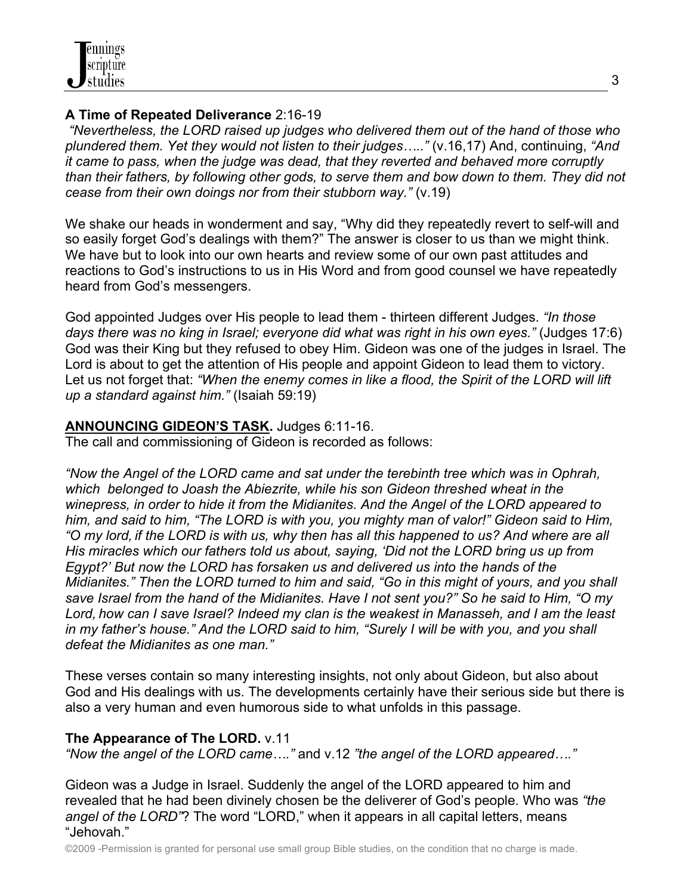**A Time of Repeated Deliverance** 2:16-19

*"Nevertheless, the LORD raised up judges who delivered them out of the hand of those who plundered them. Yet they would not listen to their judges….."* (v.16,17) And, continuing, *"And it came to pass, when the judge was dead, that they reverted and behaved more corruptly than their fathers, by following other gods, to serve them and bow down to them. They did not cease from their own doings nor from their stubborn way."* (v.19)

We shake our heads in wonderment and say, "Why did they repeatedly revert to self-will and so easily forget God's dealings with them?" The answer is closer to us than we might think. We have but to look into our own hearts and review some of our own past attitudes and reactions to God's instructions to us in His Word and from good counsel we have repeatedly heard from God's messengers.

God appointed Judges over His people to lead them - thirteen different Judges. *"In those days there was no king in Israel; everyone did what was right in his own eyes."* (Judges 17:6) God was their King but they refused to obey Him. Gideon was one of the judges in Israel. The Lord is about to get the attention of His people and appoint Gideon to lead them to victory. Let us not forget that: *"When the enemy comes in like a flood, the Spirit of the LORD will lift up a standard against him."* (Isaiah 59:19)

**<u>ANNOUNCING GIDEON'S TASK</u>.** Judges 6:11-16.

The call and commissioning of Gideon is recorded as follows:

*"Now the Angel of the LORD came and sat under the terebinth tree which was in Ophrah, which belonged to Joash the Abiezrite, while his son Gideon threshed wheat in the winepress, in order to hide it from the Midianites. And the Angel of the LORD appeared to him, and said to him, "The LORD is with you, you mighty man of valor!" Gideon said to Him, "O my lord, if the LORD is with us, why then has all this happened to us? And where are all His miracles which our fathers told us about, saying, 'Did not the LORD bring us up from Egypt?' But now the LORD has forsaken us and delivered us into the hands of the Midianites." Then the LORD turned to him and said, "Go in this might of yours, and you shall save Israel from the hand of the Midianites. Have I not sent you?" So he said to Him, "O my Lord, how can I save Israel? Indeed my clan is the weakest in Manasseh, and I am the least in my father's house." And the LORD said to him, "Surely I will be with you, and you shall defeat the Midianites as one man."*

These verses contain so many interesting insights, not only about Gideon, but also about God and His dealings with us. The developments certainly have their serious side but there is also a very human and even humorous side to what unfolds in this passage.

**The Appearance of The LORD.** v.11

*"Now the angel of the LORD came…."* and v.12 *"the angel of the LORD appeared…."*

Gideon was a Judge in Israel. Suddenly the angel of the LORD appeared to him and revealed that he had been divinely chosen be the deliverer of God's people. Who was *"the angel of the LORD"*? The word "LORD," when it appears in all capital letters, means "Jehovah."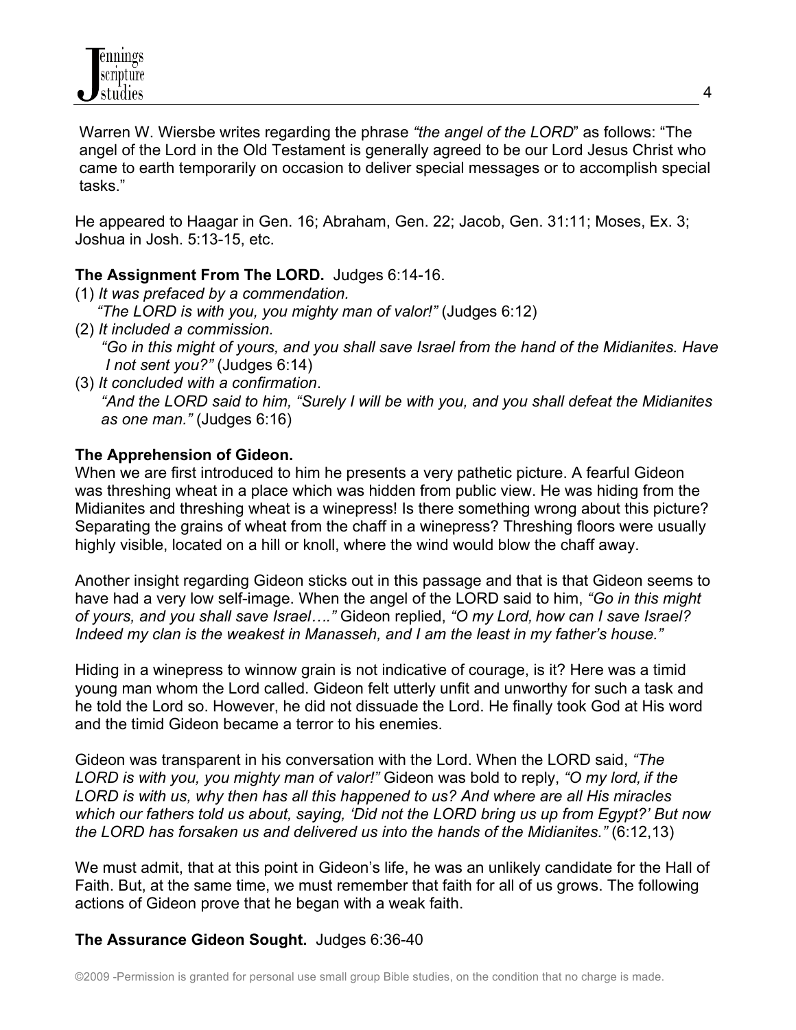Warren W. Wiersbe writes regarding the phrase *"the angel of the LORD*" as follows: "The angel of the Lord in the Old Testament is generally agreed to be our Lord Jesus Christ who came to earth temporarily on occasion to deliver special messages or to accomplish special tasks."

He appeared to Haagar in Gen. 16; Abraham, Gen. 22; Jacob, Gen. 31:11; Moses, Ex. 3; Joshua in Josh. 5:13-15, etc.

**The Assignment From The LORD.** Judges 6:14-16.

(1) *It was prefaced by a commendation.*
*"The LORD is with you, you mighty man of valor!"* (Judges 6:12)

(2) *It included a commission.*
*"Go in this might of yours, and you shall save Israel from the hand of the Midianites. Have I not sent you?"* (Judges 6:14)

(3) *It concluded with a confirmation*.
*"And the LORD said to him, "Surely I will be with you, and you shall defeat the Midianites as one man."* (Judges 6:16)

**The Apprehension of Gideon.**

When we are first introduced to him he presents a very pathetic picture. A fearful Gideon was threshing wheat in a place which was hidden from public view. He was hiding from the Midianites and threshing wheat is a winepress! Is there something wrong about this picture? Separating the grains of wheat from the chaff in a winepress? Threshing floors were usually highly visible, located on a hill or knoll, where the wind would blow the chaff away.

Another insight regarding Gideon sticks out in this passage and that is that Gideon seems to have had a very low self-image. When the angel of the LORD said to him, *"Go in this might of yours, and you shall save Israel…."* Gideon replied, *"O my Lord, how can I save Israel? Indeed my clan is the weakest in Manasseh, and I am the least in my father's house."*

Hiding in a winepress to winnow grain is not indicative of courage, is it? Here was a timid young man whom the Lord called. Gideon felt utterly unfit and unworthy for such a task and he told the Lord so. However, he did not dissuade the Lord. He finally took God at His word and the timid Gideon became a terror to his enemies.

Gideon was transparent in his conversation with the Lord. When the LORD said, *"The LORD is with you, you mighty man of valor!"* Gideon was bold to reply, *"O my lord, if the LORD is with us, why then has all this happened to us? And where are all His miracles which our fathers told us about, saying, 'Did not the LORD bring us up from Egypt?' But now the LORD has forsaken us and delivered us into the hands of the Midianites."* (6:12,13)

We must admit, that at this point in Gideon's life, he was an unlikely candidate for the Hall of Faith. But, at the same time, we must remember that faith for all of us grows. The following actions of Gideon prove that he began with a weak faith.

**The Assurance Gideon Sought.** Judges 6:36-40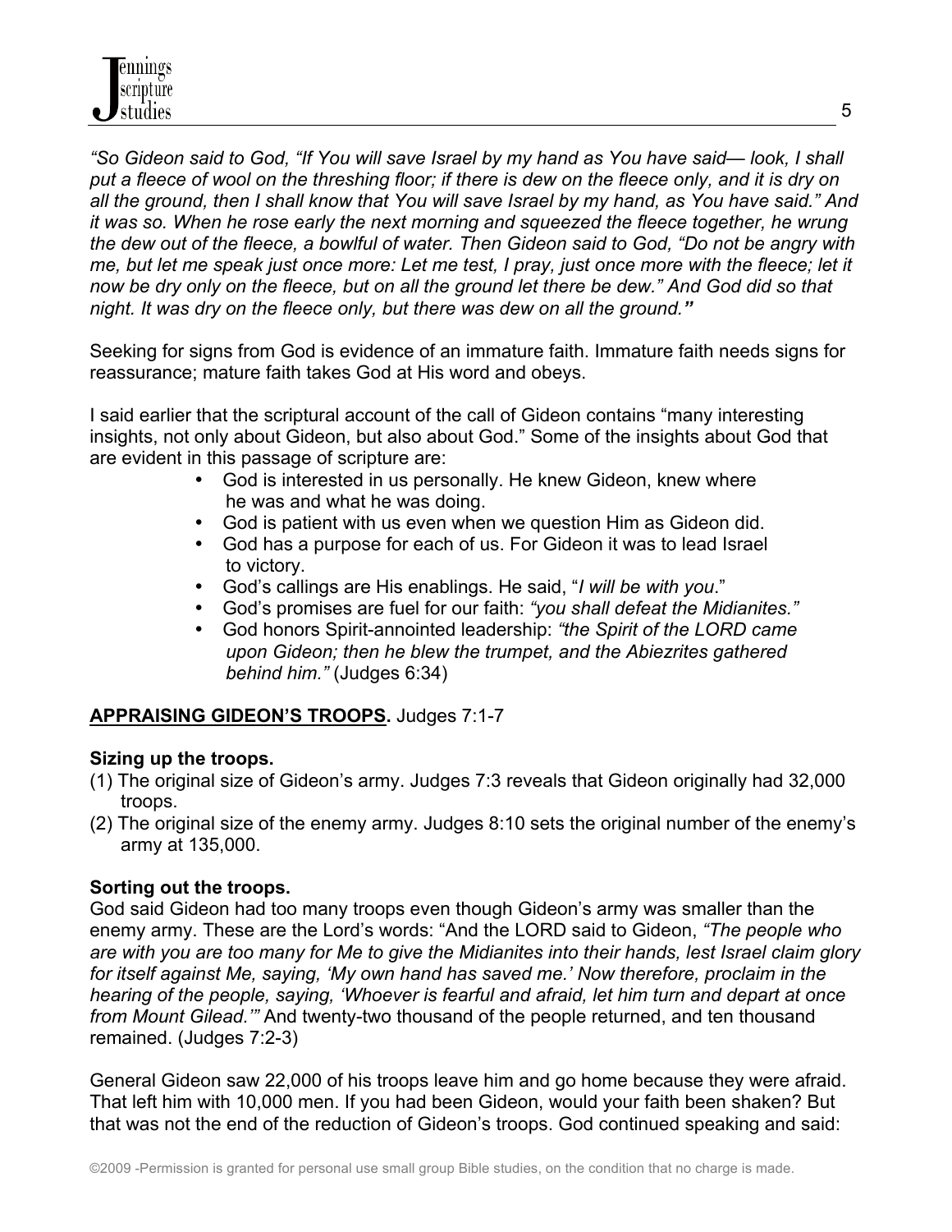*"So Gideon said to God, "If You will save Israel by my hand as You have said— look, I shall put a fleece of wool on the threshing floor; if there is dew on the fleece only, and it is dry on all the ground, then I shall know that You will save Israel by my hand, as You have said." And it was so. When he rose early the next morning and squeezed the fleece together, he wrung the dew out of the fleece, a bowlful of water. Then Gideon said to God, "Do not be angry with me, but let me speak just once more: Let me test, I pray, just once more with the fleece; let it now be dry only on the fleece, but on all the ground let there be dew." And God did so that night. It was dry on the fleece only, but there was dew on all the ground."*

Seeking for signs from God is evidence of an immature faith. Immature faith needs signs for reassurance; mature faith takes God at His word and obeys.

I said earlier that the scriptural account of the call of Gideon contains "many interesting insights, not only about Gideon, but also about God." Some of the insights about God that are evident in this passage of scripture are:

- God is interested in us personally. He knew Gideon, knew where he was and what he was doing.
- God is patient with us even when we question Him as Gideon did.
- God has a purpose for each of us. For Gideon it was to lead Israel to victory.
- God's callings are His enablings. He said, "*I will be with you*."
- God's promises are fuel for our faith: *"you shall defeat the Midianites."*
- God honors Spirit-annointed leadership: *"the Spirit of the LORD came upon Gideon; then he blew the trumpet, and the Abiezrites gathered behind him."* (Judges 6:34)

## **APPRAISING GIDEON'S TROOPS.** Judges 7:1-7

### Sizing up the troops.

(1) The original size of Gideon's army. Judges 7:3 reveals that Gideon originally had 32,000 troops.

(2) The original size of the enemy army. Judges 8:10 sets the original number of the enemy's army at 135,000.

### Sorting out the troops.

God said Gideon had too many troops even though Gideon's army was smaller than the enemy army. These are the Lord's words: "And the LORD said to Gideon, *"The people who are with you are too many for Me to give the Midianites into their hands, lest Israel claim glory for itself against Me, saying, 'My own hand has saved me.' Now therefore, proclaim in the hearing of the people, saying, 'Whoever is fearful and afraid, let him turn and depart at once from Mount Gilead.'"* And twenty-two thousand of the people returned, and ten thousand remained. (Judges 7:2-3)

General Gideon saw 22,000 of his troops leave him and go home because they were afraid. That left him with 10,000 men. If you had been Gideon, would your faith been shaken? But that was not the end of the reduction of Gideon's troops. God continued speaking and said: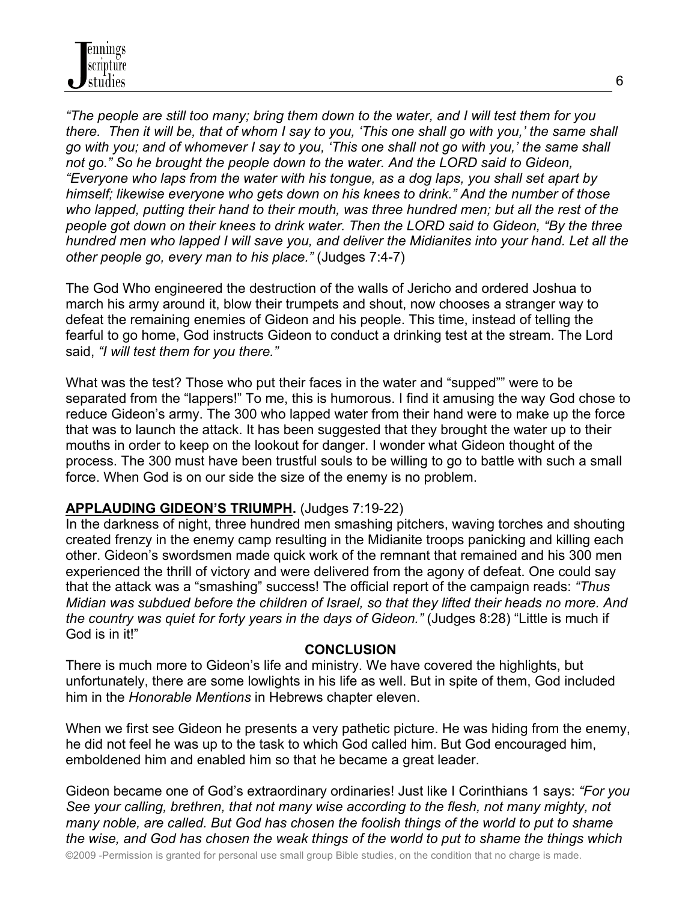*"The people are still too many; bring them down to the water, and I will test them for you there. Then it will be, that of whom I say to you, 'This one shall go with you,' the same shall go with you; and of whomever I say to you, 'This one shall not go with you,' the same shall not go." So he brought the people down to the water. And the LORD said to Gideon, "Everyone who laps from the water with his tongue, as a dog laps, you shall set apart by himself; likewise everyone who gets down on his knees to drink." And the number of those who lapped, putting their hand to their mouth, was three hundred men; but all the rest of the people got down on their knees to drink water. Then the LORD said to Gideon, "By the three hundred men who lapped I will save you, and deliver the Midianites into your hand. Let all the other people go, every man to his place."* (Judges 7:4-7)

The God Who engineered the destruction of the walls of Jericho and ordered Joshua to march his army around it, blow their trumpets and shout, now chooses a stranger way to defeat the remaining enemies of Gideon and his people. This time, instead of telling the fearful to go home, God instructs Gideon to conduct a drinking test at the stream. The Lord said, *"I will test them for you there."*

What was the test? Those who put their faces in the water and "supped"" were to be separated from the "lappers!" To me, this is humorous. I find it amusing the way God chose to reduce Gideon's army. The 300 who lapped water from their hand were to make up the force that was to launch the attack. It has been suggested that they brought the water up to their mouths in order to keep on the lookout for danger. I wonder what Gideon thought of the process. The 300 must have been trustful souls to be willing to go to battle with such a small force. When God is on our side the size of the enemy is no problem.

**APPLAUDING GIDEON'S TRIUMPH.** (Judges 7:19-22)
In the darkness of night, three hundred men smashing pitchers, waving torches and shouting created frenzy in the enemy camp resulting in the Midianite troops panicking and killing each other. Gideon's swordsmen made quick work of the remnant that remained and his 300 men experienced the thrill of victory and were delivered from the agony of defeat. One could say that the attack was a "smashing" success! The official report of the campaign reads: *"Thus Midian was subdued before the children of Israel, so that they lifted their heads no more. And the country was quiet for forty years in the days of Gideon."* (Judges 8:28) "Little is much if God is in it!"

**CONCLUSION**

There is much more to Gideon's life and ministry. We have covered the highlights, but unfortunately, there are some lowlights in his life as well. But in spite of them, God included him in the *Honorable Mentions* in Hebrews chapter eleven.

When we first see Gideon he presents a very pathetic picture. He was hiding from the enemy, he did not feel he was up to the task to which God called him. But God encouraged him, emboldened him and enabled him so that he became a great leader.

Gideon became one of God's extraordinary ordinaries! Just like I Corinthians 1 says: *"For you See your calling, brethren, that not many wise according to the flesh, not many mighty, not many noble, are called. But God has chosen the foolish things of the world to put to shame the wise, and God has chosen the weak things of the world to put to shame the things which*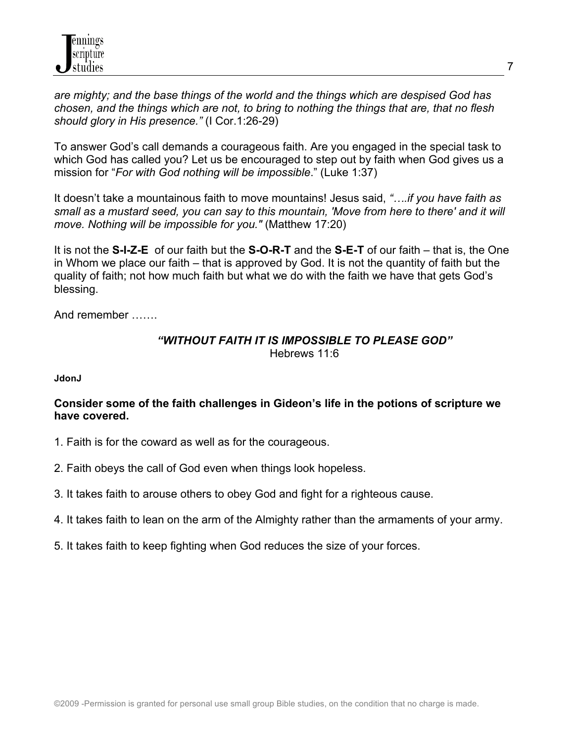*are mighty; and the base things of the world and the things which are despised God has chosen, and the things which are not, to bring to nothing the things that are, that no flesh should glory in His presence."* (I Cor.1:26-29)

To answer God's call demands a courageous faith. Are you engaged in the special task to which God has called you? Let us be encouraged to step out by faith when God gives us a mission for "*For with God nothing will be impossible*." (Luke 1:37)

It doesn't take a mountainous faith to move mountains! Jesus said, *"….if you have faith as small as a mustard seed, you can say to this mountain, 'Move from here to there' and it will move. Nothing will be impossible for you."* (Matthew 17:20)

It is not the **S-I-Z-E** of our faith but the **S-O-R-T** and the **S-E-T** of our faith – that is, the One in Whom we place our faith – that is approved by God. It is not the quantity of faith but the quality of faith; not how much faith but what we do with the faith we have that gets God's blessing.

And remember …….

***"WITHOUT FAITH IT IS IMPOSSIBLE TO PLEASE GOD"***
Hebrews 11:6

**JdonJ**

**Consider some of the faith challenges in Gideon's life in the potions of scripture we have covered.**

1. Faith is for the coward as well as for the courageous.

2. Faith obeys the call of God even when things look hopeless.

3. It takes faith to arouse others to obey God and fight for a righteous cause.

4. It takes faith to lean on the arm of the Almighty rather than the armaments of your army.

5. It takes faith to keep fighting when God reduces the size of your forces.

©2009 -Permission is granted for personal use small group Bible studies, on the condition that no charge is made.